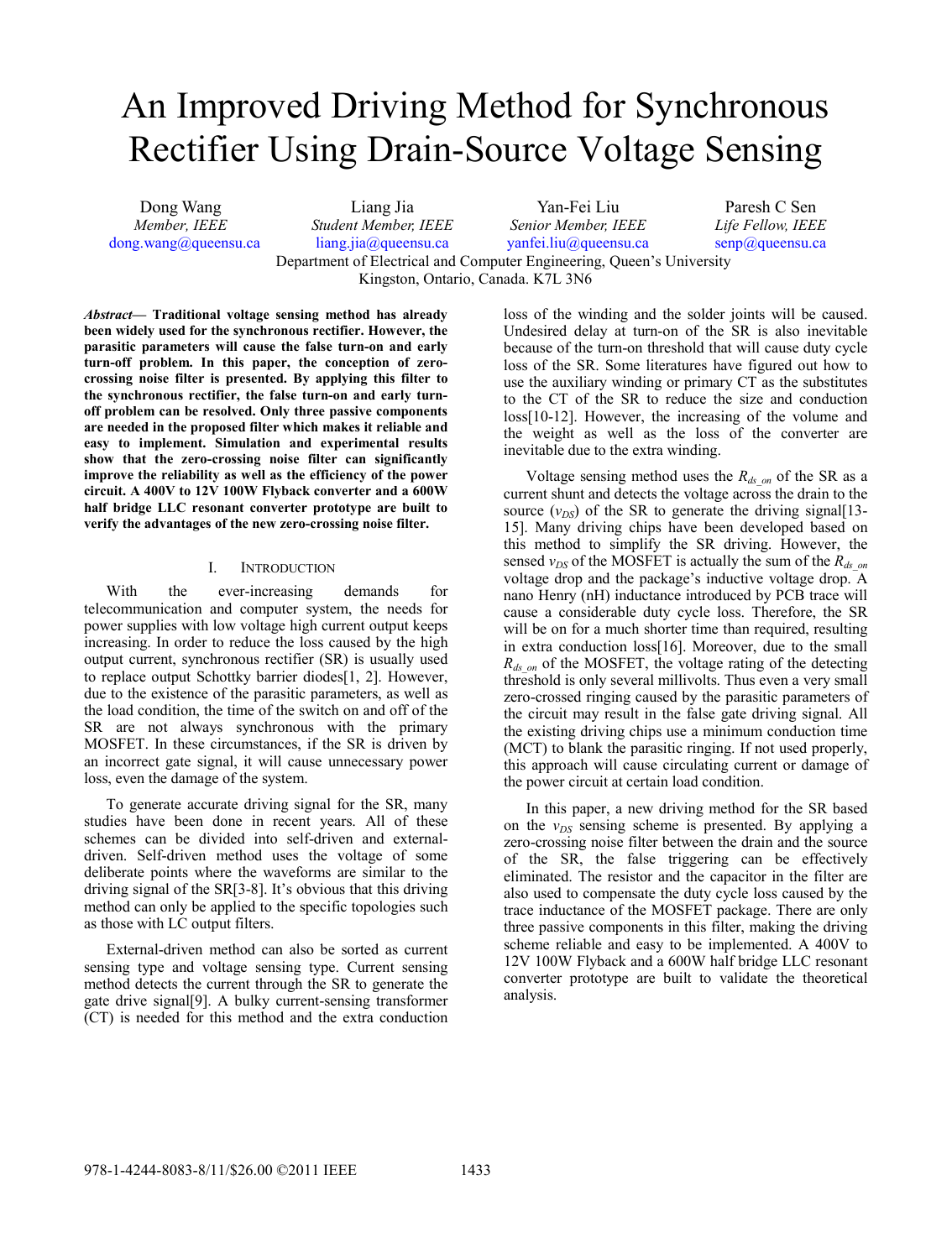# An Improved Driving Method for Synchronous Rectifier Using Drain-Source Voltage Sensing

Dong Wang
*Member, IEEE*
dong.wang@queensu.ca

Liang Jia
*Student Member, IEEE*
liang.jia@queensu.ca

Yan-Fei Liu
*Senior Member, IEEE*
yanfei.liu@queensu.ca

Paresh C Sen
*Life Fellow, IEEE*
senp@queensu.ca

Department of Electrical and Computer Engineering, Queen's University
Kingston, Ontario, Canada. K7L 3N6

***Abstract*— Traditional voltage sensing method has already been widely used for the synchronous rectifier. However, the parasitic parameters will cause the false turn-on and early turn-off problem. In this paper, the conception of zero-crossing noise filter is presented. By applying this filter to the synchronous rectifier, the false turn-on and early turn-off problem can be resolved. Only three passive components are needed in the proposed filter which makes it reliable and easy to implement. Simulation and experimental results show that the zero-crossing noise filter can significantly improve the reliability as well as the efficiency of the power circuit. A 400V to 12V 100W Flyback converter and a 600W half bridge LLC resonant converter prototype are built to verify the advantages of the new zero-crossing noise filter.**

## I. Introduction

With the ever-increasing demands for telecommunication and computer system, the needs for power supplies with low voltage high current output keeps increasing. In order to reduce the loss caused by the high output current, synchronous rectifier (SR) is usually used to replace output Schottky barrier diodes[1, 2]. However, due to the existence of the parasitic parameters, as well as the load condition, the time of the switch on and off of the SR are not always synchronous with the primary MOSFET. In these circumstances, if the SR is driven by an incorrect gate signal, it will cause unnecessary power loss, even the damage of the system.

To generate accurate driving signal for the SR, many studies have been done in recent years. All of these schemes can be divided into self-driven and external-driven. Self-driven method uses the voltage of some deliberate points where the waveforms are similar to the driving signal of the SR[3-8]. It's obvious that this driving method can only be applied to the specific topologies such as those with LC output filters.

External-driven method can also be sorted as current sensing type and voltage sensing type. Current sensing method detects the current through the SR to generate the gate drive signal[9]. A bulky current-sensing transformer (CT) is needed for this method and the extra conduction loss of the winding and the solder joints will be caused. Undesired delay at turn-on of the SR is also inevitable because of the turn-on threshold that will cause duty cycle loss of the SR. Some literatures have figured out how to use the auxiliary winding or primary CT as the substitutes to the CT of the SR to reduce the size and conduction loss[10-12]. However, the increasing of the volume and the weight as well as the loss of the converter are inevitable due to the extra winding.

Voltage sensing method uses the $R_{ds\_on}$ of the SR as a current shunt and detects the voltage across the drain to the source ($v_{DS}$) of the SR to generate the driving signal[13-15]. Many driving chips have been developed based on this method to simplify the SR driving. However, the sensed $v_{DS}$ of the MOSFET is actually the sum of the $R_{ds\_on}$ voltage drop and the package's inductive voltage drop. A nano Henry (nH) inductance introduced by PCB trace will cause a considerable duty cycle loss. Therefore, the SR will be on for a much shorter time than required, resulting in extra conduction loss[16]. Moreover, due to the small $R_{ds\_on}$ of the MOSFET, the voltage rating of the detecting threshold is only several millivolts. Thus even a very small zero-crossed ringing caused by the parasitic parameters of the circuit may result in the false gate driving signal. All the existing driving chips use a minimum conduction time (MCT) to blank the parasitic ringing. If not used properly, this approach will cause circulating current or damage of the power circuit at certain load condition.

In this paper, a new driving method for the SR based on the $v_{DS}$ sensing scheme is presented. By applying a zero-crossing noise filter between the drain and the source of the SR, the false triggering can be effectively eliminated. The resistor and the capacitor in the filter are also used to compensate the duty cycle loss caused by the trace inductance of the MOSFET package. There are only three passive components in this filter, making the driving scheme reliable and easy to be implemented. A 400V to 12V 100W Flyback and a 600W half bridge LLC resonant converter prototype are built to validate the theoretical analysis.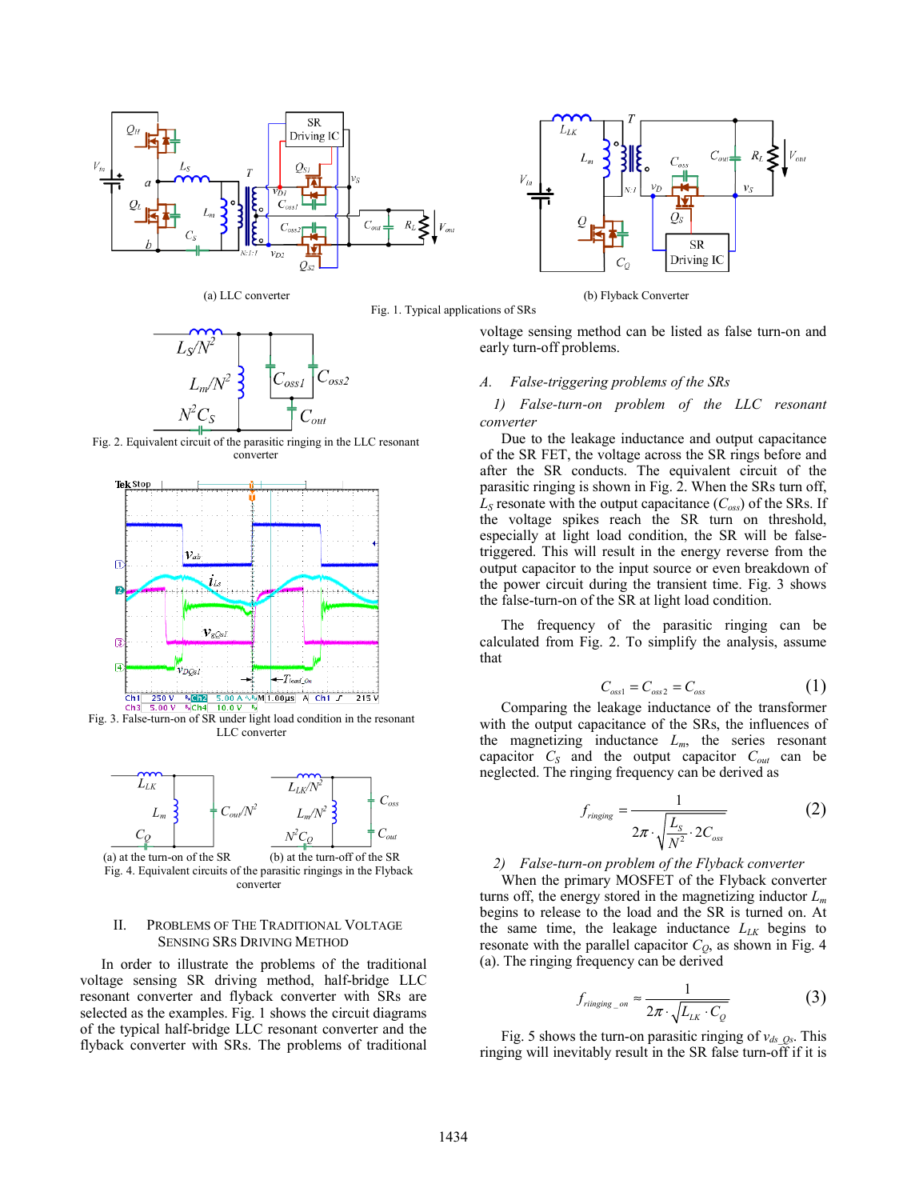(a) LLC converter

(b) Flyback Converter

Fig. 1. Typical applications of SRs

Fig. 2. Equivalent circuit of the parasitic ringing in the LLC resonant converter

Fig. 3. False-turn-on of SR under light load condition in the resonant LLC converter

(a) at the turn-on of the SR (b) at the turn-off of the SR

Fig. 4. Equivalent circuits of the parasitic ringings in the Flyback converter

## II. Problems of the Traditional Voltage Sensing SRs Driving Method

In order to illustrate the problems of the traditional voltage sensing SR driving method, half-bridge LLC resonant converter and flyback converter with SRs are selected as the examples. Fig. 1 shows the circuit diagrams of the typical half-bridge LLC resonant converter and the flyback converter with SRs. The problems of traditional voltage sensing method can be listed as false turn-on and early turn-off problems.

### *A. False-triggering problems of the SRs*

#### *1) False-turn-on problem of the LLC resonant converter*

Due to the leakage inductance and output capacitance of the SR FET, the voltage across the SR rings before and after the SR conducts. The equivalent circuit of the parasitic ringing is shown in Fig. 2. When the SRs turn off, $L_S$ resonate with the output capacitance ($C_{oss}$) of the SRs. If the voltage spikes reach the SR turn on threshold, especially at light load condition, the SR will be false-triggered. This will result in the energy reverse from the output capacitor to the input source or even breakdown of the power circuit during the transient time. Fig. 3 shows the false-turn-on of the SR at light load condition.

The frequency of the parasitic ringing can be calculated from Fig. 2. To simplify the analysis, assume that

$$C_{oss1} = C_{oss2} = C_{oss} \tag{1}$$

Comparing the leakage inductance of the transformer with the output capacitance of the SRs, the influences of the magnetizing inductance $L_m$, the series resonant capacitor $C_S$ and the output capacitor $C_{out}$ can be neglected. The ringing frequency can be derived as

$$f_{ringing} = \frac{1}{2\pi \cdot \sqrt{\frac{L_S}{N^2} \cdot 2C_{oss}}} \tag{2}$$

#### *2) False-turn-on problem of the Flyback converter*

When the primary MOSFET of the Flyback converter turns off, the energy stored in the magnetizing inductor $L_m$ begins to release to the load and the SR is turned on. At the same time, the leakage inductance $L_{LK}$ begins to resonate with the parallel capacitor $C_Q$, as shown in Fig. 4 (a). The ringing frequency can be derived

$$f_{riinging\_on} \approx \frac{1}{2\pi \cdot \sqrt{L_{LK} \cdot C_Q}} \tag{3}$$

Fig. 5 shows the turn-on parasitic ringing of $v_{ds\_Qs}$. This ringing will inevitably result in the SR false turn-off if it is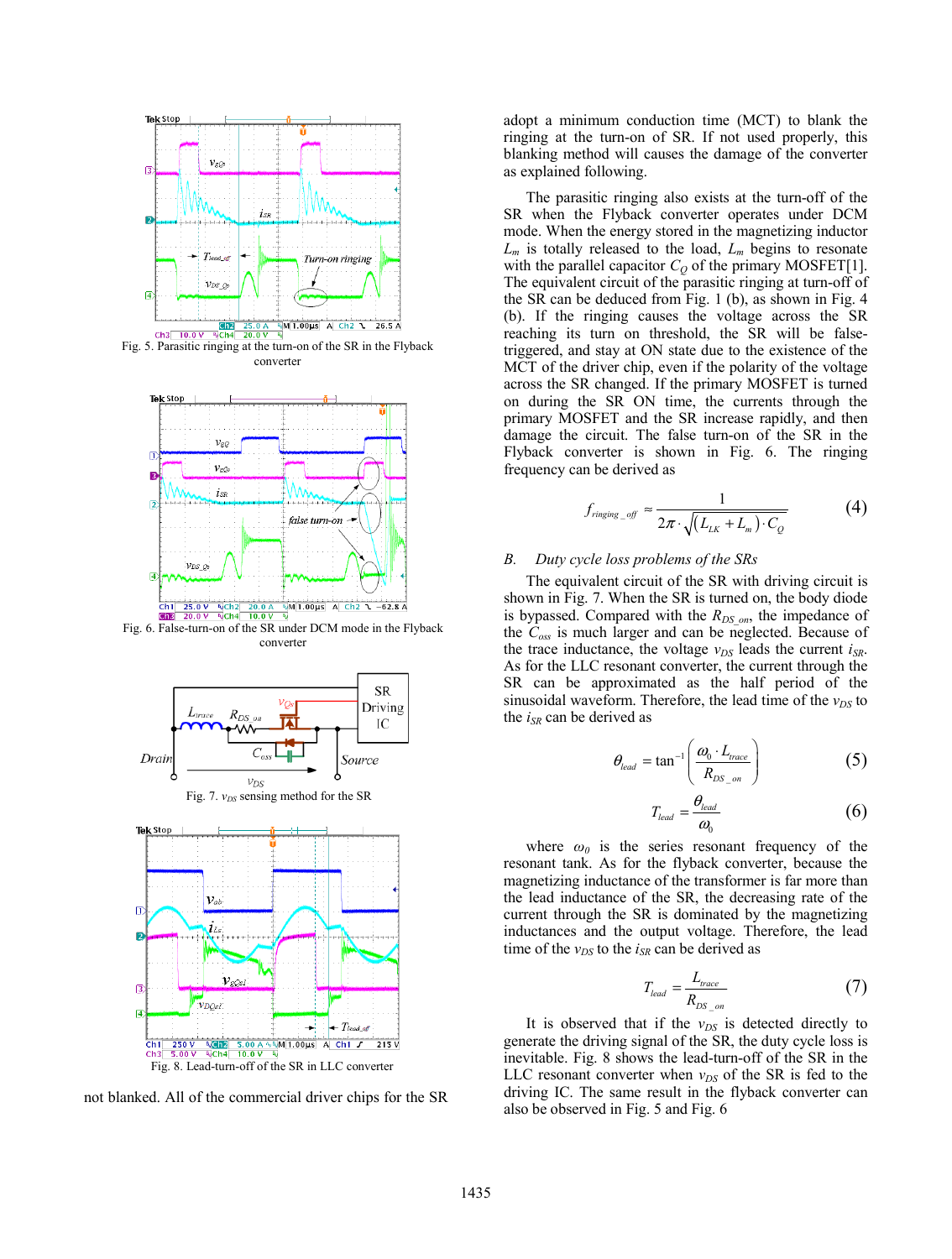Fig. 5. Parasitic ringing at the turn-on of the SR in the Flyback converter

Fig. 6. False-turn-on of the SR under DCM mode in the Flyback converter

Fig. 7. $v_{DS}$ sensing method for the SR

Fig. 8. Lead-turn-off of the SR in LLC converter

not blanked. All of the commercial driver chips for the SR adopt a minimum conduction time (MCT) to blank the ringing at the turn-on of SR. If not used properly, this blanking method will causes the damage of the converter as explained following.

The parasitic ringing also exists at the turn-off of the SR when the Flyback converter operates under DCM mode. When the energy stored in the magnetizing inductor $L_m$ is totally released to the load, $L_m$ begins to resonate with the parallel capacitor $C_Q$ of the primary MOSFET[1]. The equivalent circuit of the parasitic ringing at turn-off of the SR can be deduced from Fig. 1 (b), as shown in Fig. 4 (b). If the ringing causes the voltage across the SR reaching its turn on threshold, the SR will be false-triggered, and stay at ON state due to the existence of the MCT of the driver chip, even if the polarity of the voltage across the SR changed. If the primary MOSFET is turned on during the SR ON time, the currents through the primary MOSFET and the SR increase rapidly, and then damage the circuit. The false turn-on of the SR in the Flyback converter is shown in Fig. 6. The ringing frequency can be derived as

$$f_{ringing\_off} \approx \frac{1}{2\pi \cdot \sqrt{(L_{LK} + L_m) \cdot C_Q}} \tag{4}$$

## B. Duty cycle loss problems of the SRs

The equivalent circuit of the SR with driving circuit is shown in Fig. 7. When the SR is turned on, the body diode is bypassed. Compared with the $R_{DS\_on}$, the impedance of the $C_{oss}$ is much larger and can be neglected. Because of the trace inductance, the voltage $v_{DS}$ leads the current $i_{SR}$. As for the LLC resonant converter, the current through the SR can be approximated as the half period of the sinusoidal waveform. Therefore, the lead time of the $v_{DS}$ to the $i_{SR}$ can be derived as

$$\theta_{lead} = \tan^{-1}\left(\frac{\omega_0 \cdot L_{trace}}{R_{DS\_on}}\right) \tag{5}$$

$$T_{lead} = \frac{\theta_{lead}}{\omega_0} \tag{6}$$

where $\omega_0$ is the series resonant frequency of the resonant tank. As for the flyback converter, because the magnetizing inductance of the transformer is far more than the lead inductance of the SR, the decreasing rate of the current through the SR is dominated by the magnetizing inductances and the output voltage. Therefore, the lead time of the $v_{DS}$ to the $i_{SR}$ can be derived as

$$T_{lead} = \frac{L_{trace}}{R_{DS\_on}} \tag{7}$$

It is observed that if the $v_{DS}$ is detected directly to generate the driving signal of the SR, the duty cycle loss is inevitable. Fig. 8 shows the lead-turn-off of the SR in the LLC resonant converter when $v_{DS}$ of the SR is fed to the driving IC. The same result in the flyback converter can also be observed in Fig. 5 and Fig. 6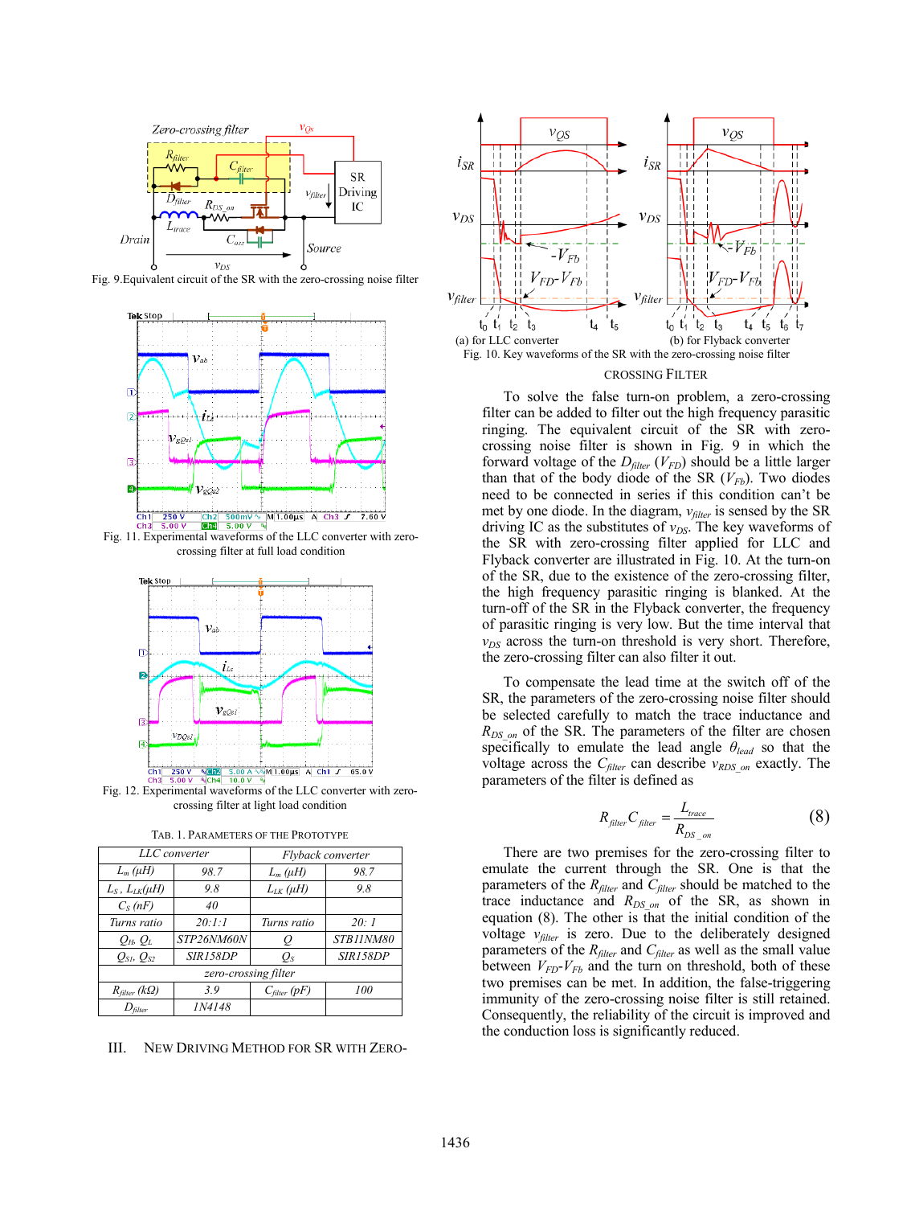Fig. 9.Equivalent circuit of the SR with the zero-crossing noise filter

Fig. 11. Experimental waveforms of the LLC converter with zero-crossing filter at full load condition

Fig. 12. Experimental waveforms of the LLC converter with zero-crossing filter at light load condition

TAB. 1. PARAMETERS OF THE PROTOTYPE

| *LLC converter* | | *Flyback converter* | |
|---|---|---|---|
| $L_m$ ($\mu H$) | 98.7 | $L_m$ ($\mu H$) | 98.7 |
| $L_S$ , $L_{LK}$($\mu H$) | 9.8 | $L_{LK}$ ($\mu H$) | 9.8 |
| $C_S$ (nF) | 40 | | |
| Turns ratio | 20:1:1 | Turns ratio | 20: 1 |
| $Q_H$, $Q_L$ | STP26NM60N | $Q$ | STB11NM80 |
| $Q_{S1}$, $Q_{S2}$ | SIR158DP | $Q_S$ | SIR158DP |
| *zero-crossing filter* | | | |
| $R_{filter}$ ($k\Omega$) | 3.9 | $C_{filter}$ (pF) | 100 |
| $D_{filter}$ | 1N4148 | | |

## III. NEW DRIVING METHOD FOR SR WITH ZERO-CROSSING FILTER

Fig. 10. Key waveforms of the SR with the zero-crossing noise filter (a) for LLC converter (b) for Flyback converter

To solve the false turn-on problem, a zero-crossing filter can be added to filter out the high frequency parasitic ringing. The equivalent circuit of the SR with zero-crossing noise filter is shown in Fig. 9 in which the forward voltage of the $D_{filter}$ ($V_{FD}$) should be a little larger than that of the body diode of the SR ($V_{Fb}$). Two diodes need to be connected in series if this condition can't be met by one diode. In the diagram, $v_{filter}$ is sensed by the SR driving IC as the substitutes of $v_{DS}$. The key waveforms of the SR with zero-crossing filter applied for LLC and Flyback converter are illustrated in Fig. 10. At the turn-on of the SR, due to the existence of the zero-crossing filter, the high frequency parasitic ringing is blanked. At the turn-off of the SR in the Flyback converter, the frequency of parasitic ringing is very low. But the time interval that $v_{DS}$ across the turn-on threshold is very short. Therefore, the zero-crossing filter can also filter it out.

To compensate the lead time at the switch off of the SR, the parameters of the zero-crossing noise filter should be selected carefully to match the trace inductance and $R_{DS\_on}$ of the SR. The parameters of the filter are chosen specifically to emulate the lead angle $\theta_{lead}$ so that the voltage across the $C_{filter}$ can describe $v_{RDS\_on}$ exactly. The parameters of the filter is defined as

$$R_{filter}C_{filter} = \frac{L_{trace}}{R_{DS\_on}} \tag{8}$$

There are two premises for the zero-crossing filter to emulate the current through the SR. One is that the parameters of the $R_{filter}$ and $C_{filter}$ should be matched to the trace inductance and $R_{DS\_on}$ of the SR, as shown in equation (8). The other is that the initial condition of the voltage $v_{filter}$ is zero. Due to the deliberately designed parameters of the $R_{filter}$ and $C_{filter}$ as well as the small value between $V_{FD}$-$V_{Fb}$ and the turn on threshold, both of these two premises can be met. In addition, the false-triggering immunity of the zero-crossing noise filter is still retained. Consequently, the reliability of the circuit is improved and the conduction loss is significantly reduced.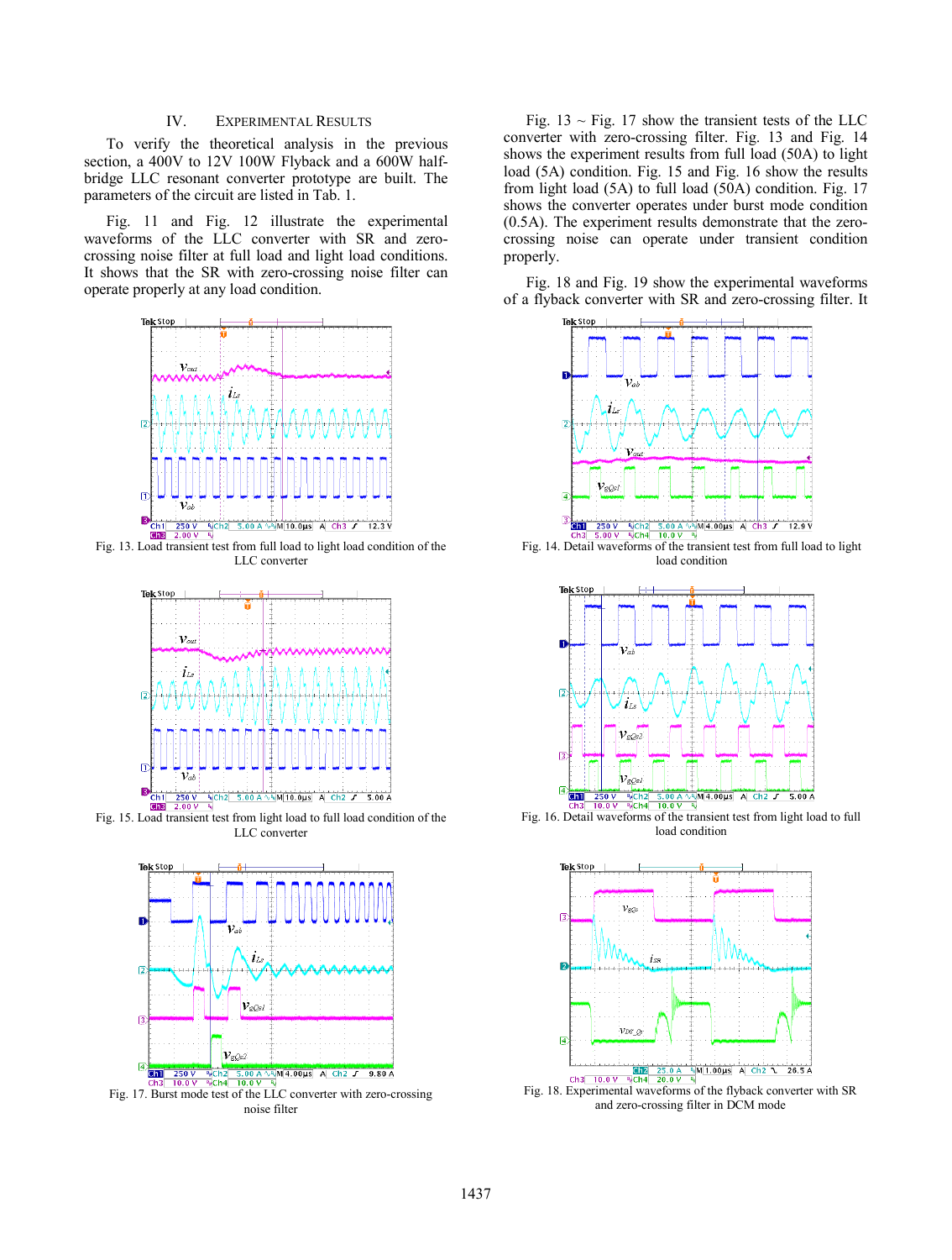## IV. Experimental Results

To verify the theoretical analysis in the previous section, a 400V to 12V 100W Flyback and a 600W half-bridge LLC resonant converter prototype are built. The parameters of the circuit are listed in Tab. 1.

Fig. 11 and Fig. 12 illustrate the experimental waveforms of the LLC converter with SR and zero-crossing noise filter at full load and light load conditions. It shows that the SR with zero-crossing noise filter can operate properly at any load condition.

Fig. 13 ~ Fig. 17 show the transient tests of the LLC converter with zero-crossing filter. Fig. 13 and Fig. 14 shows the experiment results from full load (50A) to light load (5A) condition. Fig. 15 and Fig. 16 show the results from light load (5A) to full load (50A) condition. Fig. 17 shows the converter operates under burst mode condition (0.5A). The experiment results demonstrate that the zero-crossing noise can operate under transient condition properly.

Fig. 18 and Fig. 19 show the experimental waveforms of a flyback converter with SR and zero-crossing filter. It

Fig. 13. Load transient test from full load to light load condition of the LLC converter

Fig. 14. Detail waveforms of the transient test from full load to light load condition

Fig. 15. Load transient test from light load to full load condition of the LLC converter

Fig. 16. Detail waveforms of the transient test from light load to full load condition

Fig. 17. Burst mode test of the LLC converter with zero-crossing noise filter

Fig. 18. Experimental waveforms of the flyback converter with SR and zero-crossing filter in DCM mode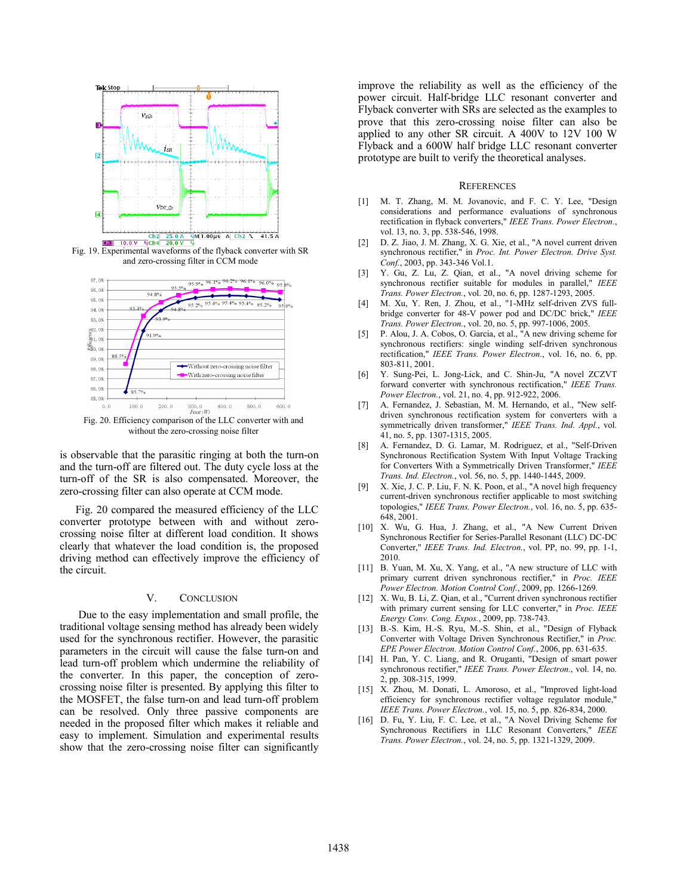Tek Stop

$v_{gs}$

$i_{SR}$

$v_{DS\_Q}$

Ch2 25.0 A M 1.00µs A Ch2 41.5 A

Ch3 10.0 V Ch4 20.0 V

Fig. 19. Experimental waveforms of the flyback converter with SR and zero-crossing filter in CCM mode

Efficiency

Pout (W)

97.0% 96.0% 95.0% 94.0% 93.0% 92.0% 91.0% 90.0% 89.0% 88.0% 87.0% 86.0% 85.0%

0.0 100.0 200.0 300.0 400.0 500.0 600.0

88.5% 93.4% 94.8% 95.5% 95.9% 96.1% 96.2% 96.1% 96.0% 95.8%

85.7% 91.9% 93.9% 94.8% 95.2% 95.4% 95.4% 95.4% 95.2% 95.0%

Without zero-crossing noise filter

With zero-crossing noise filter

Fig. 20. Efficiency comparison of the LLC converter with and without the zero-crossing noise filter

is observable that the parasitic ringing at both the turn-on and the turn-off are filtered out. The duty cycle loss at the turn-off of the SR is also compensated. Moreover, the zero-crossing filter can also operate at CCM mode.

Fig. 20 compared the measured efficiency of the LLC converter prototype between with and without zero-crossing noise filter at different load condition. It shows clearly that whatever the load condition is, the proposed driving method can effectively improve the efficiency of the circuit.

## V. Conclusion

Due to the easy implementation and small profile, the traditional voltage sensing method has already been widely used for the synchronous rectifier. However, the parasitic parameters in the circuit will cause the false turn-on and lead turn-off problem which undermine the reliability of the converter. In this paper, the conception of zero-crossing noise filter is presented. By applying this filter to the MOSFET, the false turn-on and lead turn-off problem can be resolved. Only three passive components are needed in the proposed filter which makes it reliable and easy to implement. Simulation and experimental results show that the zero-crossing noise filter can significantly improve the reliability as well as the efficiency of the power circuit. Half-bridge LLC resonant converter and Flyback converter with SRs are selected as the examples to prove that this zero-crossing noise filter can also be applied to any other SR circuit. A 400V to 12V 100 W Flyback and a 600W half bridge LLC resonant converter prototype are built to verify the theoretical analyses.

## References

[1] M. T. Zhang, M. M. Jovanovic, and F. C. Y. Lee, "Design considerations and performance evaluations of synchronous rectification in flyback converters," *IEEE Trans. Power Electron.*, vol. 13, no. 3, pp. 538-546, 1998.

[2] D. Z. Jiao, J. M. Zhang, X. G. Xie, et al., "A novel current driven synchronous rectifier," in *Proc. Int. Power Electron. Drive Syst. Conf.*, 2003, pp. 343-346 Vol.1.

[3] Y. Gu, Z. Lu, Z. Qian, et al., "A novel driving scheme for synchronous rectifier suitable for modules in parallel," *IEEE Trans. Power Electron.*, vol. 20, no. 6, pp. 1287-1293, 2005.

[4] M. Xu, Y. Ren, J. Zhou, et al., "1-MHz self-driven ZVS full-bridge converter for 48-V power pod and DC/DC brick," *IEEE Trans. Power Electron.*, vol. 20, no. 5, pp. 997-1006, 2005.

[5] P. Alou, J. A. Cobos, O. Garcia, et al., "A new driving scheme for synchronous rectifiers: single winding self-driven synchronous rectification," *IEEE Trans. Power Electron.*, vol. 16, no. 6, pp. 803-811, 2001.

[6] Y. Sung-Pei, L. Jong-Lick, and C. Shin-Ju, "A novel ZCZVT forward converter with synchronous rectification," *IEEE Trans. Power Electron.*, vol. 21, no. 4, pp. 912-922, 2006.

[7] A. Fernandez, J. Sebastian, M. M. Hernando, et al., "New self-driven synchronous rectification system for converters with a symmetrically driven transformer," *IEEE Trans. Ind. Appl.*, vol. 41, no. 5, pp. 1307-1315, 2005.

[8] A. Fernandez, D. G. Lamar, M. Rodriguez, et al., "Self-Driven Synchronous Rectification System With Input Voltage Tracking for Converters With a Symmetrically Driven Transformer," *IEEE Trans. Ind. Electron.*, vol. 56, no. 5, pp. 1440-1445, 2009.

[9] X. Xie, J. C. P. Liu, F. N. K. Poon, et al., "A novel high frequency current-driven synchronous rectifier applicable to most switching topologies," *IEEE Trans. Power Electron.*, vol. 16, no. 5, pp. 635-648, 2001.

[10] X. Wu, G. Hua, J. Zhang, et al., "A New Current Driven Synchronous Rectifier for Series-Parallel Resonant (LLC) DC-DC Converter," *IEEE Trans. Ind. Electron.*, vol. PP, no. 99, pp. 1-1, 2010.

[11] B. Yuan, M. Xu, X. Yang, et al., "A new structure of LLC with primary current driven synchronous rectifier," in *Proc. IEEE Power Electron. Motion Control Conf.*, 2009, pp. 1266-1269.

[12] X. Wu, B. Li, Z. Qian, et al., "Current driven synchronous rectifier with primary current sensing for LLC converter," in *Proc. IEEE Energy Conv. Cong. Expos.*, 2009, pp. 738-743.

[13] B.-S. Kim, H.-S. Ryu, M.-S. Shin, et al., "Design of Flyback Converter with Voltage Driven Synchronous Rectifier," in *Proc. EPE Power Electron. Motion Control Conf.*, 2006, pp. 631-635.

[14] H. Pan, Y. C. Liang, and R. Oruganti, "Design of smart power synchronous rectifier," *IEEE Trans. Power Electron.*, vol. 14, no. 2, pp. 308-315, 1999.

[15] X. Zhou, M. Donati, L. Amoroso, et al., "Improved light-load efficiency for synchronous rectifier voltage regulator module," *IEEE Trans. Power Electron.*, vol. 15, no. 5, pp. 826-834, 2000.

[16] D. Fu, Y. Liu, F. C. Lee, et al., "A Novel Driving Scheme for Synchronous Rectifiers in LLC Resonant Converters," *IEEE Trans. Power Electron.*, vol. 24, no. 5, pp. 1321-1329, 2009.